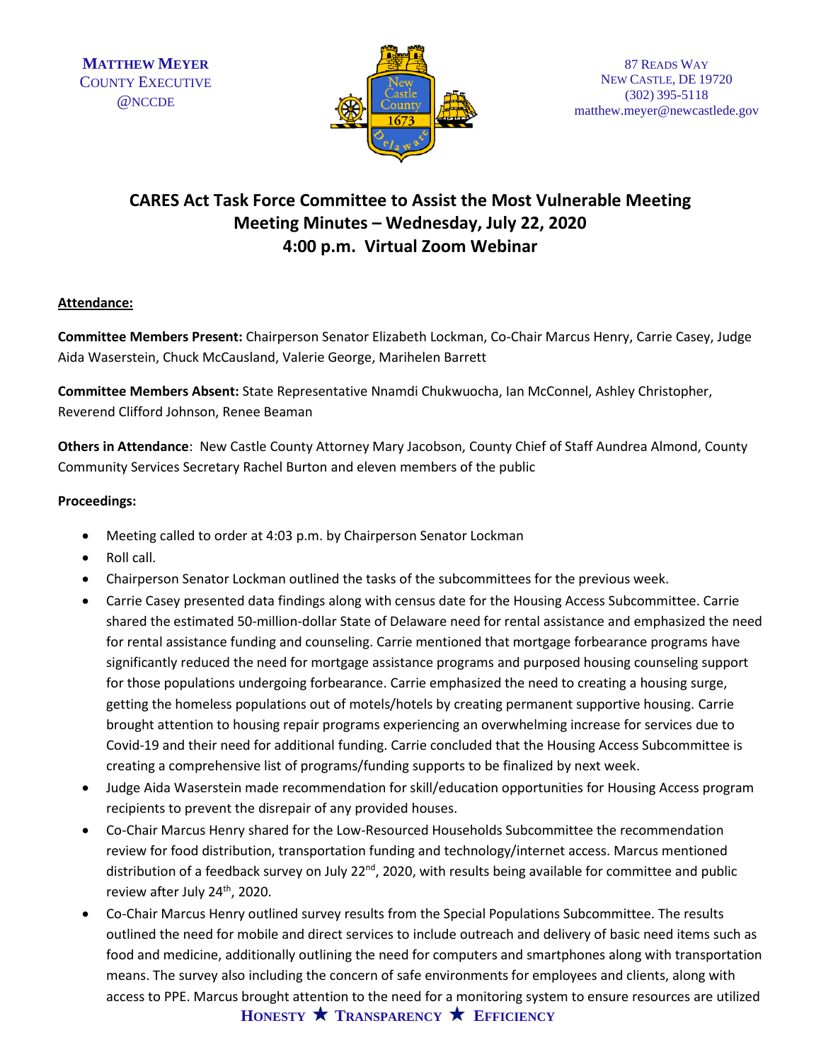**MATTHEW MEYER**
COUNTY EXECUTIVE
@NCCDE

87 READS WAY
NEW CASTLE, DE 19720
(302) 395-5118
matthew.meyer@newcastlede.gov

# CARES Act Task Force Committee to Assist the Most Vulnerable Meeting
## Meeting Minutes – Wednesday, July 22, 2020
## 4:00 p.m. Virtual Zoom Webinar

**Attendance:**

**Committee Members Present:** Chairperson Senator Elizabeth Lockman, Co-Chair Marcus Henry, Carrie Casey, Judge Aida Waserstein, Chuck McCausland, Valerie George, Marihelen Barrett

**Committee Members Absent:** State Representative Nnamdi Chukwuocha, Ian McConnel, Ashley Christopher, Reverend Clifford Johnson, Renee Beaman

**Others in Attendance**: New Castle County Attorney Mary Jacobson, County Chief of Staff Aundrea Almond, County Community Services Secretary Rachel Burton and eleven members of the public

**Proceedings:**

- Meeting called to order at 4:03 p.m. by Chairperson Senator Lockman
- Roll call.
- Chairperson Senator Lockman outlined the tasks of the subcommittees for the previous week.
- Carrie Casey presented data findings along with census date for the Housing Access Subcommittee. Carrie shared the estimated 50-million-dollar State of Delaware need for rental assistance and emphasized the need for rental assistance funding and counseling. Carrie mentioned that mortgage forbearance programs have significantly reduced the need for mortgage assistance programs and purposed housing counseling support for those populations undergoing forbearance. Carrie emphasized the need to creating a housing surge, getting the homeless populations out of motels/hotels by creating permanent supportive housing. Carrie brought attention to housing repair programs experiencing an overwhelming increase for services due to Covid-19 and their need for additional funding. Carrie concluded that the Housing Access Subcommittee is creating a comprehensive list of programs/funding supports to be finalized by next week.
- Judge Aida Waserstein made recommendation for skill/education opportunities for Housing Access program recipients to prevent the disrepair of any provided houses.
- Co-Chair Marcus Henry shared for the Low-Resourced Households Subcommittee the recommendation review for food distribution, transportation funding and technology/internet access. Marcus mentioned distribution of a feedback survey on July 22nd, 2020, with results being available for committee and public review after July 24th, 2020.
- Co-Chair Marcus Henry outlined survey results from the Special Populations Subcommittee. The results outlined the need for mobile and direct services to include outreach and delivery of basic need items such as food and medicine, additionally outlining the need for computers and smartphones along with transportation means. The survey also including the concern of safe environments for employees and clients, along with access to PPE. Marcus brought attention to the need for a monitoring system to ensure resources are utilized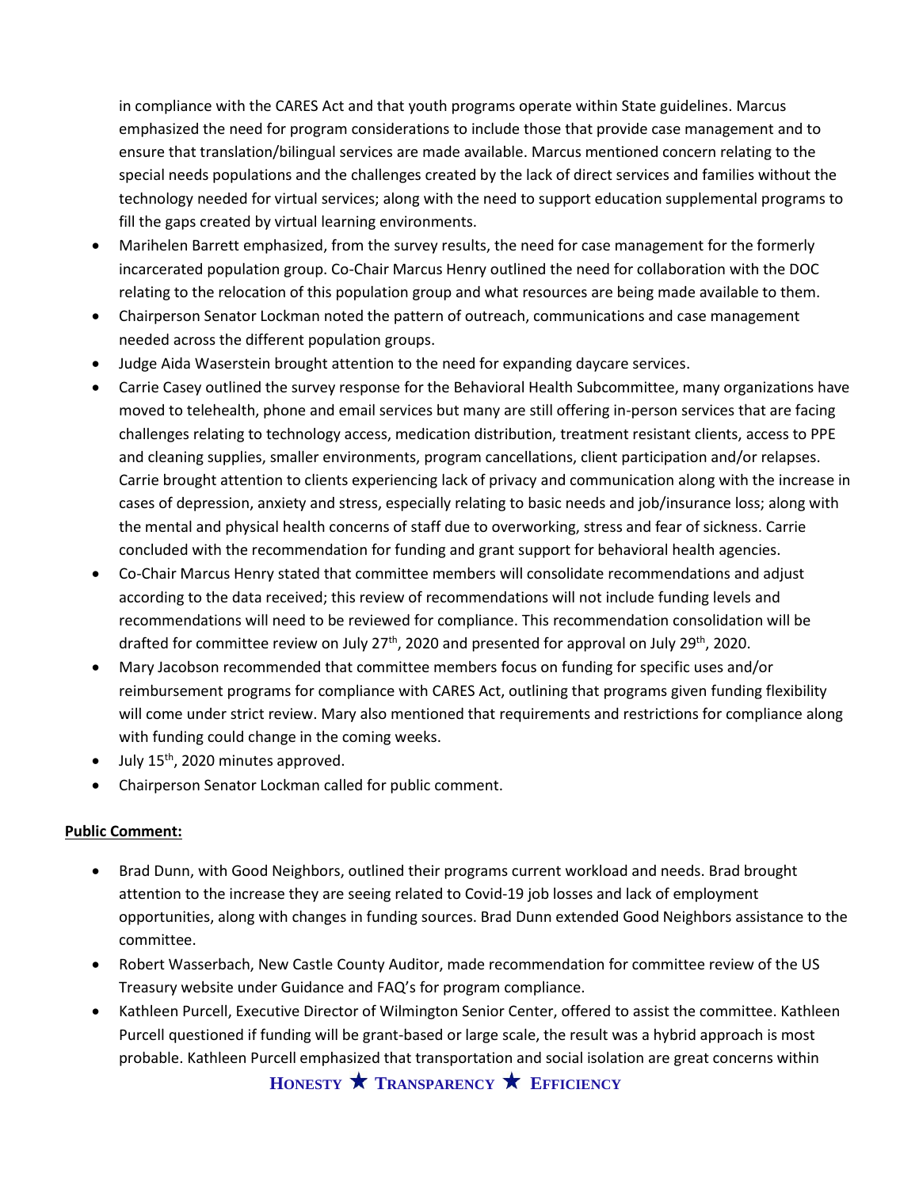in compliance with the CARES Act and that youth programs operate within State guidelines. Marcus emphasized the need for program considerations to include those that provide case management and to ensure that translation/bilingual services are made available. Marcus mentioned concern relating to the special needs populations and the challenges created by the lack of direct services and families without the technology needed for virtual services; along with the need to support education supplemental programs to fill the gaps created by virtual learning environments.

- Marihelen Barrett emphasized, from the survey results, the need for case management for the formerly incarcerated population group. Co-Chair Marcus Henry outlined the need for collaboration with the DOC relating to the relocation of this population group and what resources are being made available to them.
- Chairperson Senator Lockman noted the pattern of outreach, communications and case management needed across the different population groups.
- Judge Aida Waserstein brought attention to the need for expanding daycare services.
- Carrie Casey outlined the survey response for the Behavioral Health Subcommittee, many organizations have moved to telehealth, phone and email services but many are still offering in-person services that are facing challenges relating to technology access, medication distribution, treatment resistant clients, access to PPE and cleaning supplies, smaller environments, program cancellations, client participation and/or relapses. Carrie brought attention to clients experiencing lack of privacy and communication along with the increase in cases of depression, anxiety and stress, especially relating to basic needs and job/insurance loss; along with the mental and physical health concerns of staff due to overworking, stress and fear of sickness. Carrie concluded with the recommendation for funding and grant support for behavioral health agencies.
- Co-Chair Marcus Henry stated that committee members will consolidate recommendations and adjust according to the data received; this review of recommendations will not include funding levels and recommendations will need to be reviewed for compliance. This recommendation consolidation will be drafted for committee review on July 27th, 2020 and presented for approval on July 29th, 2020.
- Mary Jacobson recommended that committee members focus on funding for specific uses and/or reimbursement programs for compliance with CARES Act, outlining that programs given funding flexibility will come under strict review. Mary also mentioned that requirements and restrictions for compliance along with funding could change in the coming weeks.
- July 15th, 2020 minutes approved.
- Chairperson Senator Lockman called for public comment.

**Public Comment:**

- Brad Dunn, with Good Neighbors, outlined their programs current workload and needs. Brad brought attention to the increase they are seeing related to Covid-19 job losses and lack of employment opportunities, along with changes in funding sources. Brad Dunn extended Good Neighbors assistance to the committee.
- Robert Wasserbach, New Castle County Auditor, made recommendation for committee review of the US Treasury website under Guidance and FAQ's for program compliance.
- Kathleen Purcell, Executive Director of Wilmington Senior Center, offered to assist the committee. Kathleen Purcell questioned if funding will be grant-based or large scale, the result was a hybrid approach is most probable. Kathleen Purcell emphasized that transportation and social isolation are great concerns within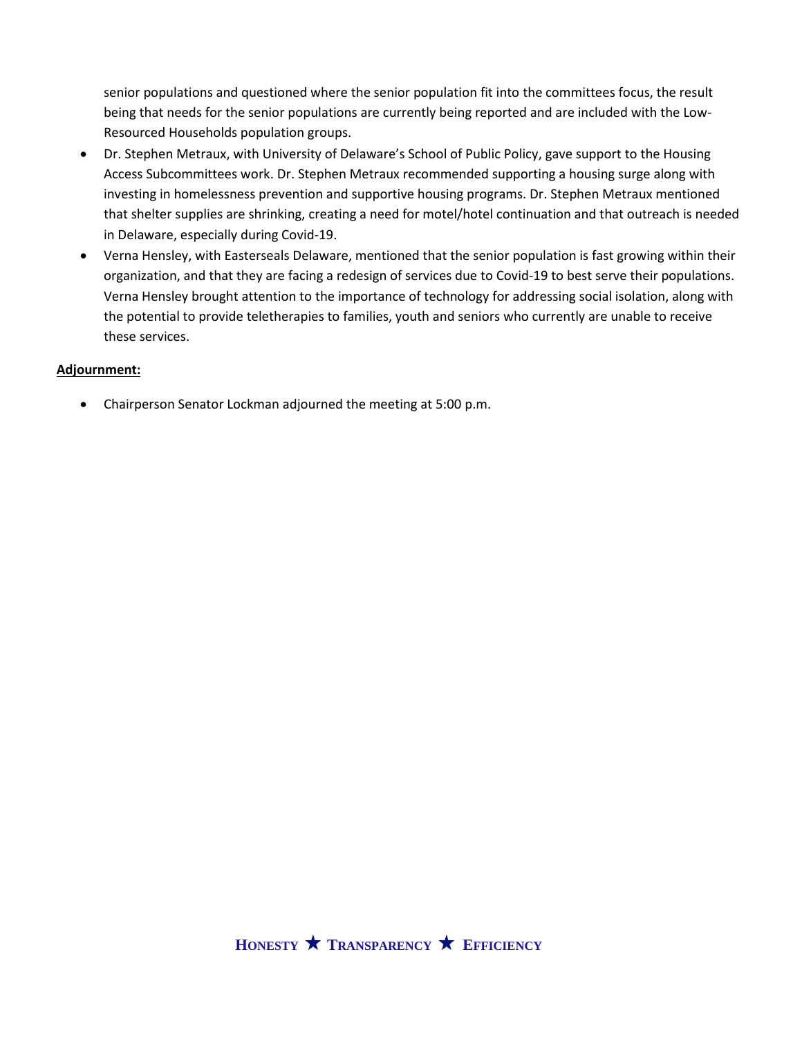senior populations and questioned where the senior population fit into the committees focus, the result being that needs for the senior populations are currently being reported and are included with the Low-Resourced Households population groups.

- Dr. Stephen Metraux, with University of Delaware's School of Public Policy, gave support to the Housing Access Subcommittees work. Dr. Stephen Metraux recommended supporting a housing surge along with investing in homelessness prevention and supportive housing programs. Dr. Stephen Metraux mentioned that shelter supplies are shrinking, creating a need for motel/hotel continuation and that outreach is needed in Delaware, especially during Covid-19.
- Verna Hensley, with Easterseals Delaware, mentioned that the senior population is fast growing within their organization, and that they are facing a redesign of services due to Covid-19 to best serve their populations. Verna Hensley brought attention to the importance of technology for addressing social isolation, along with the potential to provide teletherapies to families, youth and seniors who currently are unable to receive these services.

**Adjournment:**

- Chairperson Senator Lockman adjourned the meeting at 5:00 p.m.